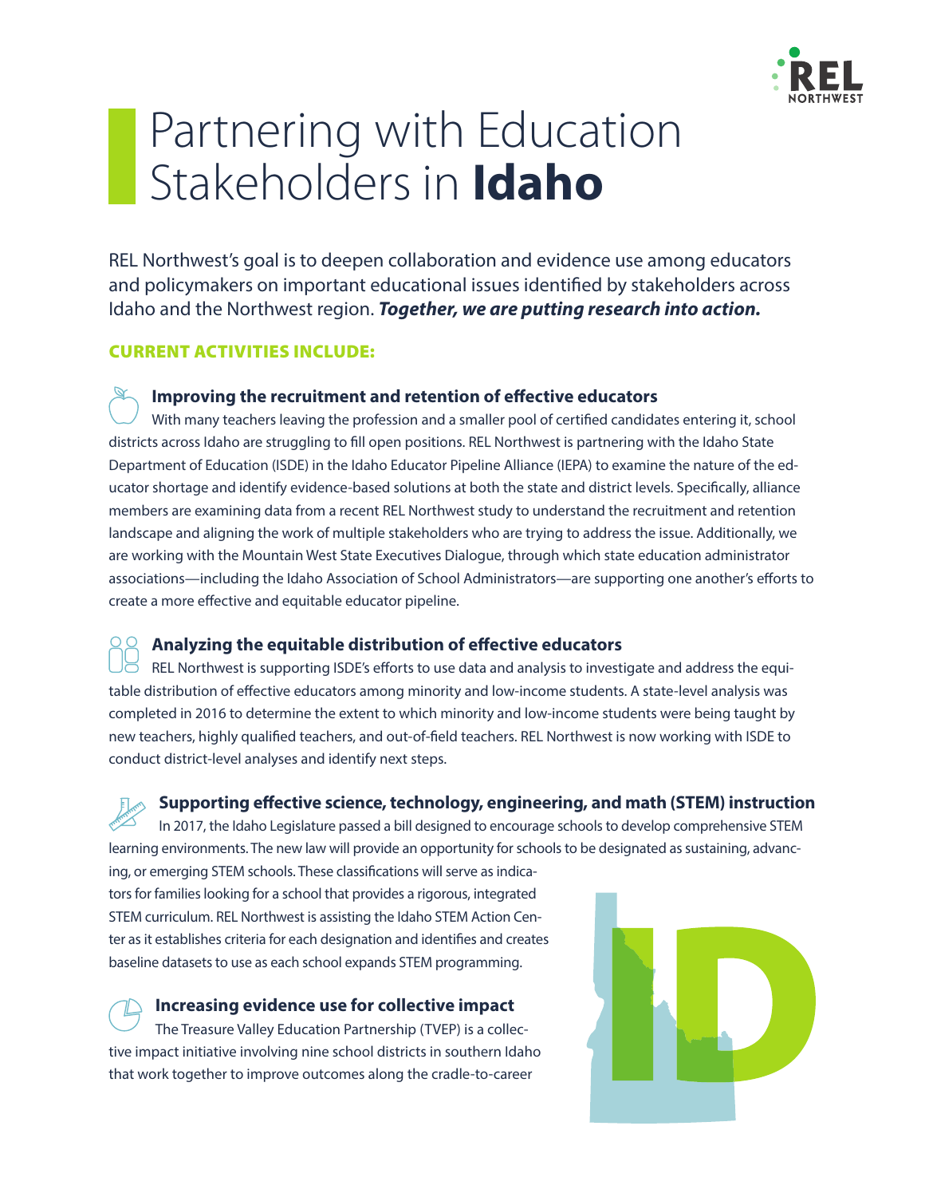# Partnering with Education Stakeholders in **Idaho**

REL Northwest's goal is to deepen collaboration and evidence use among educators and policymakers on important educational issues identified by stakeholders across Idaho and the Northwest region. ***Together, we are putting research into action.***

## CURRENT ACTIVITIES INCLUDE:

### Improving the recruitment and retention of effective educators

With many teachers leaving the profession and a smaller pool of certified candidates entering it, school districts across Idaho are struggling to fill open positions. REL Northwest is partnering with the Idaho State Department of Education (ISDE) in the Idaho Educator Pipeline Alliance (IEPA) to examine the nature of the educator shortage and identify evidence-based solutions at both the state and district levels. Specifically, alliance members are examining data from a recent REL Northwest study to understand the recruitment and retention landscape and aligning the work of multiple stakeholders who are trying to address the issue. Additionally, we are working with the Mountain West State Executives Dialogue, through which state education administrator associations—including the Idaho Association of School Administrators—are supporting one another's efforts to create a more effective and equitable educator pipeline.

### Analyzing the equitable distribution of effective educators

REL Northwest is supporting ISDE's efforts to use data and analysis to investigate and address the equitable distribution of effective educators among minority and low-income students. A state-level analysis was completed in 2016 to determine the extent to which minority and low-income students were being taught by new teachers, highly qualified teachers, and out-of-field teachers. REL Northwest is now working with ISDE to conduct district-level analyses and identify next steps.

### Supporting effective science, technology, engineering, and math (STEM) instruction

In 2017, the Idaho Legislature passed a bill designed to encourage schools to develop comprehensive STEM learning environments. The new law will provide an opportunity for schools to be designated as sustaining, advancing, or emerging STEM schools. These classifications will serve as indicators for families looking for a school that provides a rigorous, integrated STEM curriculum. REL Northwest is assisting the Idaho STEM Action Center as it establishes criteria for each designation and identifies and creates baseline datasets to use as each school expands STEM programming.

### Increasing evidence use for collective impact

The Treasure Valley Education Partnership (TVEP) is a collective impact initiative involving nine school districts in southern Idaho that work together to improve outcomes along the cradle-to-career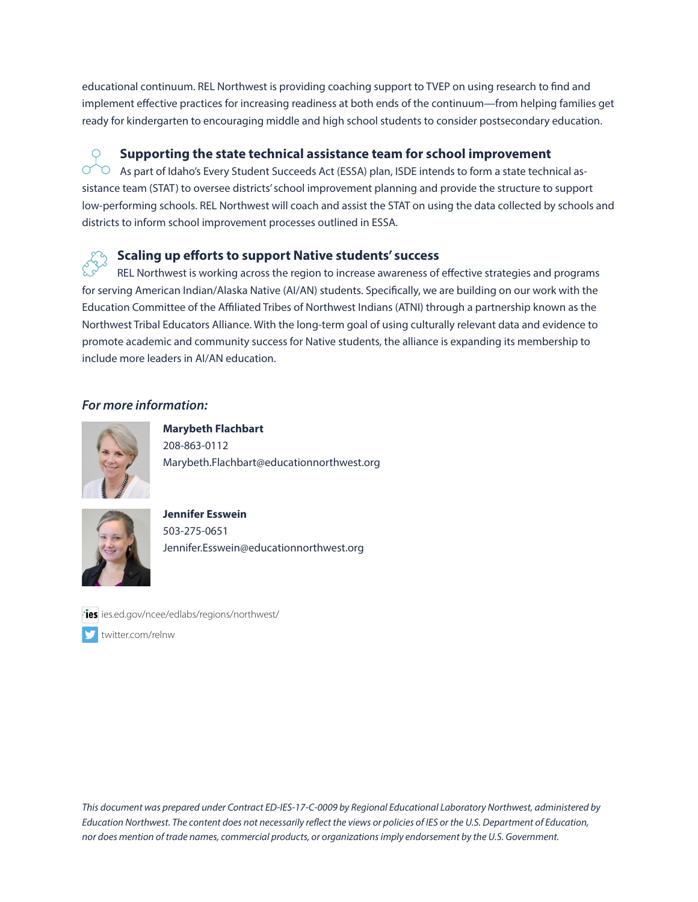educational continuum. REL Northwest is providing coaching support to TVEP on using research to find and implement effective practices for increasing readiness at both ends of the continuum—from helping families get ready for kindergarten to encouraging middle and high school students to consider postsecondary education.

### Supporting the state technical assistance team for school improvement

As part of Idaho's Every Student Succeeds Act (ESSA) plan, ISDE intends to form a state technical assistance team (STAT) to oversee districts' school improvement planning and provide the structure to support low-performing schools. REL Northwest will coach and assist the STAT on using the data collected by schools and districts to inform school improvement processes outlined in ESSA.

### Scaling up efforts to support Native students' success

REL Northwest is working across the region to increase awareness of effective strategies and programs for serving American Indian/Alaska Native (AI/AN) students. Specifically, we are building on our work with the Education Committee of the Affiliated Tribes of Northwest Indians (ATNI) through a partnership known as the Northwest Tribal Educators Alliance. With the long-term goal of using culturally relevant data and evidence to promote academic and community success for Native students, the alliance is expanding its membership to include more leaders in AI/AN education.

***For more information:***

**Marybeth Flachbart**
208-863-0112
Marybeth.Flachbart@educationnorthwest.org

**Jennifer Esswein**
503-275-0651
Jennifer.Esswein@educationnorthwest.org

ies.ed.gov/ncee/edlabs/regions/northwest/

twitter.com/relnw

*This document was prepared under Contract ED-IES-17-C-0009 by Regional Educational Laboratory Northwest, administered by Education Northwest. The content does not necessarily reflect the views or policies of IES or the U.S. Department of Education, nor does mention of trade names, commercial products, or organizations imply endorsement by the U.S. Government.*